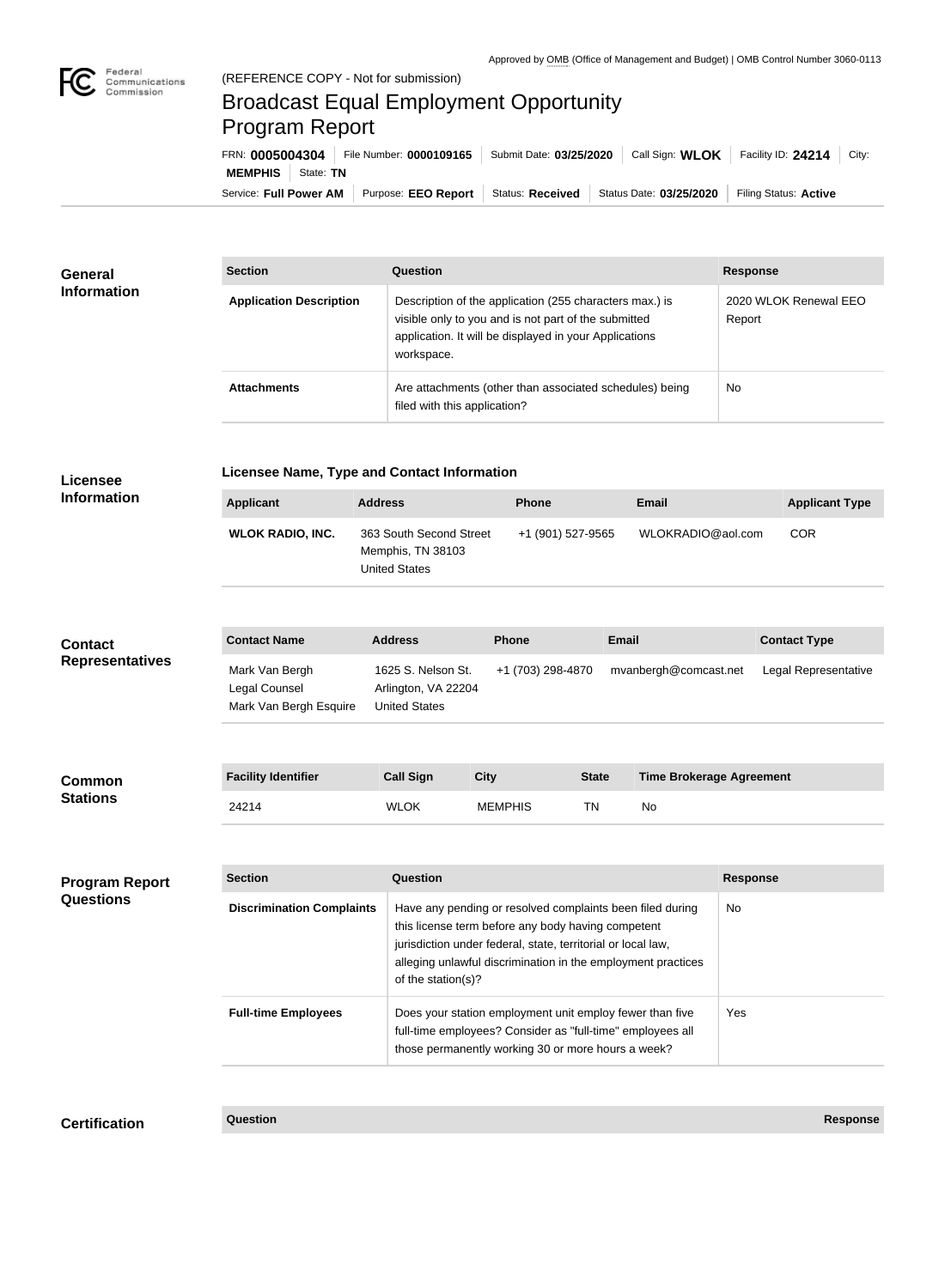Approved by OMB (Office of Management and Budget) | OMB Control Number 3060-0113

(REFERENCE COPY - Not for submission)

# Broadcast Equal Employment Opportunity Program Report

FRN: **0005004304** | File Number: **0000109165** | Submit Date: **03/25/2020** | Call Sign: **WLOK** | Facility ID: **24214** | City: **MEMPHIS** | State: **TN**

Service: **Full Power AM** | Purpose: **EEO Report** | Status: **Received** | Status Date: **03/25/2020** | Filing Status: **Active**

## General Information

| Section | Question | Response |
| --- | --- | --- |
| **Application Description** | Description of the application (255 characters max.) is visible only to you and is not part of the submitted application. It will be displayed in your Applications workspace. | 2020 WLOK Renewal EEO Report |
| **Attachments** | Are attachments (other than associated schedules) being filed with this application? | No |

## Licensee Information

**Licensee Name, Type and Contact Information**

| Applicant | Address | Phone | Email | Applicant Type |
| --- | --- | --- | --- | --- |
| **WLOK RADIO, INC.** | 363 South Second Street Memphis, TN 38103 United States | +1 (901) 527-9565 | WLOKRADIO@aol.com | COR |

## Contact Representatives

| Contact Name | Address | Phone | Email | Contact Type |
| --- | --- | --- | --- | --- |
| Mark Van Bergh Legal Counsel Mark Van Bergh Esquire | 1625 S. Nelson St. Arlington, VA 22204 United States | +1 (703) 298-4870 | mvanbergh@comcast.net | Legal Representative |

## Common Stations

| Facility Identifier | Call Sign | City | State | Time Brokerage Agreement |
| --- | --- | --- | --- | --- |
| 24214 | WLOK | MEMPHIS | TN | No |

## Program Report Questions

| Section | Question | Response |
| --- | --- | --- |
| **Discrimination Complaints** | Have any pending or resolved complaints been filed during this license term before any body having competent jurisdiction under federal, state, territorial or local law, alleging unlawful discrimination in the employment practices of the station(s)? | No |
| **Full-time Employees** | Does your station employment unit employ fewer than five full-time employees? Consider as "full-time" employees all those permanently working 30 or more hours a week? | Yes |

## Certification

| Question | Response |
| --- | --- |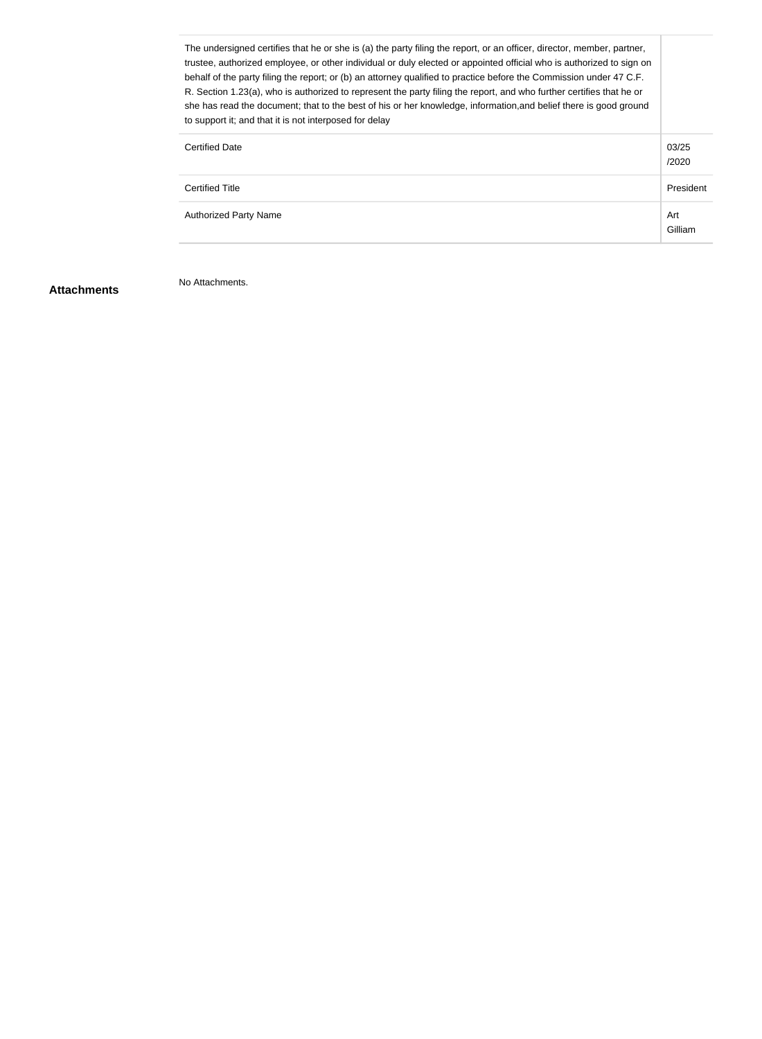| | |
|---|---|
| The undersigned certifies that he or she is (a) the party filing the report, or an officer, director, member, partner, trustee, authorized employee, or other individual or duly elected or appointed official who is authorized to sign on behalf of the party filing the report; or (b) an attorney qualified to practice before the Commission under 47 C.F. R. Section 1.23(a), who is authorized to represent the party filing the report, and who further certifies that he or she has read the document; that to the best of his or her knowledge, information,and belief there is good ground to support it; and that it is not interposed for delay | |
| Certified Date | 03/25/2020 |
| Certified Title | President |
| Authorized Party Name | Art Gilliam |

**Attachments**

No Attachments.